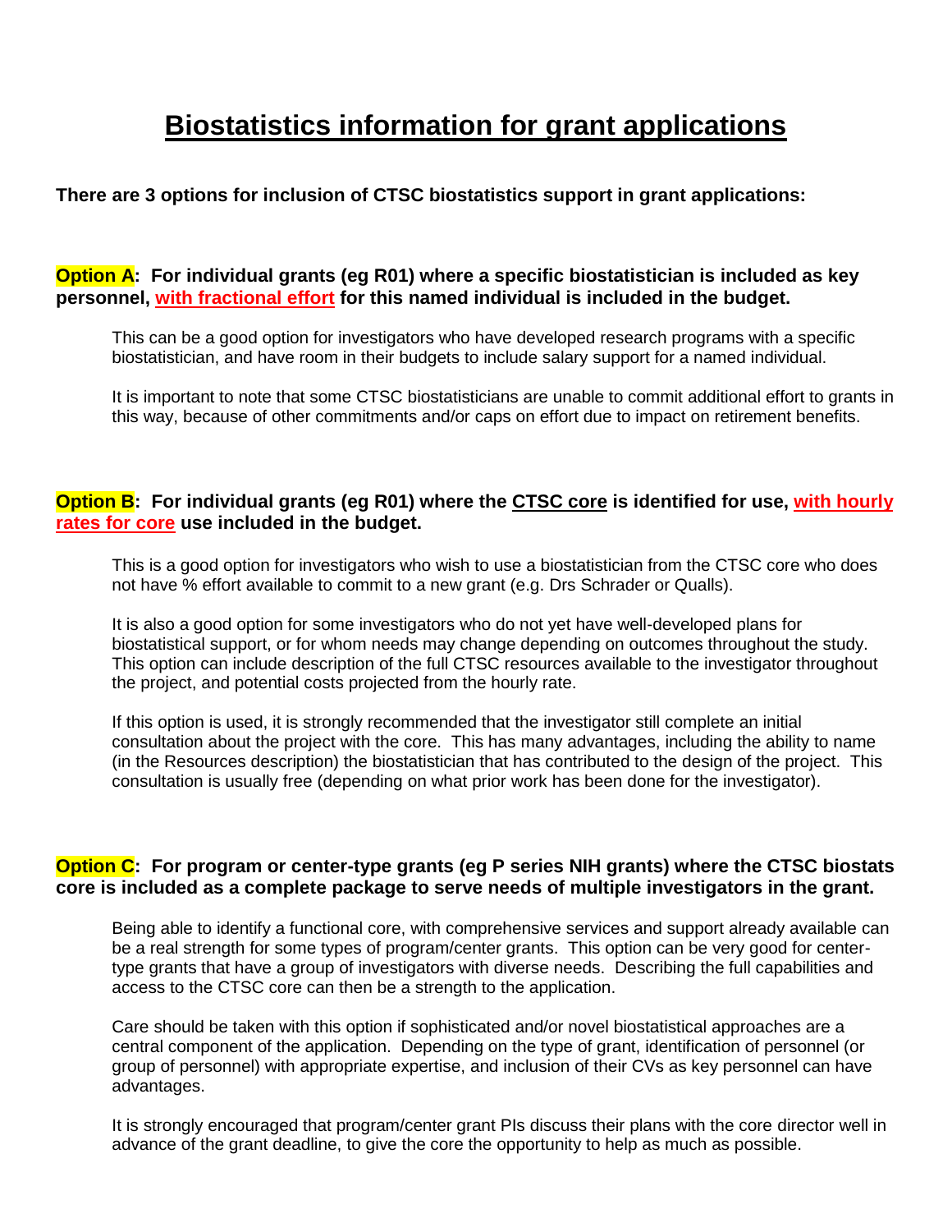# Biostatistics information for grant applications

**There are 3 options for inclusion of CTSC biostatistics support in grant applications:**

**Option A: For individual grants (eg R01) where a specific biostatistician is included as key personnel, with fractional effort for this named individual is included in the budget.**

This can be a good option for investigators who have developed research programs with a specific biostatistician, and have room in their budgets to include salary support for a named individual.

It is important to note that some CTSC biostatisticians are unable to commit additional effort to grants in this way, because of other commitments and/or caps on effort due to impact on retirement benefits.

**Option B: For individual grants (eg R01) where the CTSC core is identified for use, with hourly rates for core use included in the budget.**

This is a good option for investigators who wish to use a biostatistician from the CTSC core who does not have % effort available to commit to a new grant (e.g. Drs Schrader or Qualls).

It is also a good option for some investigators who do not yet have well-developed plans for biostatistical support, or for whom needs may change depending on outcomes throughout the study. This option can include description of the full CTSC resources available to the investigator throughout the project, and potential costs projected from the hourly rate.

If this option is used, it is strongly recommended that the investigator still complete an initial consultation about the project with the core. This has many advantages, including the ability to name (in the Resources description) the biostatistician that has contributed to the design of the project. This consultation is usually free (depending on what prior work has been done for the investigator).

**Option C: For program or center-type grants (eg P series NIH grants) where the CTSC biostats core is included as a complete package to serve needs of multiple investigators in the grant.**

Being able to identify a functional core, with comprehensive services and support already available can be a real strength for some types of program/center grants. This option can be very good for center-type grants that have a group of investigators with diverse needs. Describing the full capabilities and access to the CTSC core can then be a strength to the application.

Care should be taken with this option if sophisticated and/or novel biostatistical approaches are a central component of the application. Depending on the type of grant, identification of personnel (or group of personnel) with appropriate expertise, and inclusion of their CVs as key personnel can have advantages.

It is strongly encouraged that program/center grant PIs discuss their plans with the core director well in advance of the grant deadline, to give the core the opportunity to help as much as possible.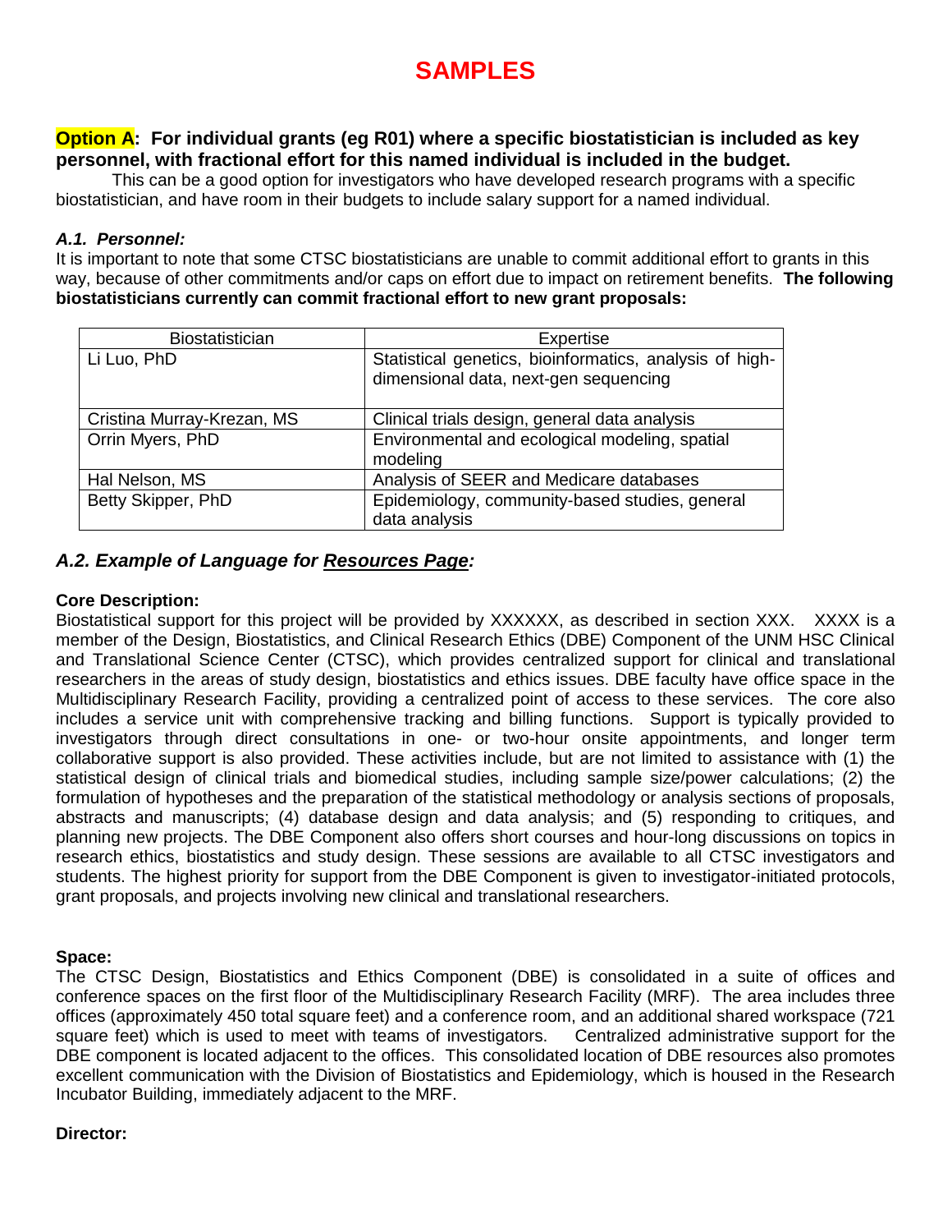# SAMPLES

**Option A: For individual grants (eg R01) where a specific biostatistician is included as key personnel, with fractional effort for this named individual is included in the budget.**

This can be a good option for investigators who have developed research programs with a specific biostatistician, and have room in their budgets to include salary support for a named individual.

### *A.1. Personnel:*

It is important to note that some CTSC biostatisticians are unable to commit additional effort to grants in this way, because of other commitments and/or caps on effort due to impact on retirement benefits. **The following biostatisticians currently can commit fractional effort to new grant proposals:**

| Biostatistician | Expertise |
|---|---|
| Li Luo, PhD | Statistical genetics, bioinformatics, analysis of high-dimensional data, next-gen sequencing |
| Cristina Murray-Krezan, MS | Clinical trials design, general data analysis |
| Orrin Myers, PhD | Environmental and ecological modeling, spatial modeling |
| Hal Nelson, MS | Analysis of SEER and Medicare databases |
| Betty Skipper, PhD | Epidemiology, community-based studies, general data analysis |

### *A.2. Example of Language for Resources Page:*

**Core Description:**

Biostatistical support for this project will be provided by XXXXXX, as described in section XXX. XXXX is a member of the Design, Biostatistics, and Clinical Research Ethics (DBE) Component of the UNM HSC Clinical and Translational Science Center (CTSC), which provides centralized support for clinical and translational researchers in the areas of study design, biostatistics and ethics issues. DBE faculty have office space in the Multidisciplinary Research Facility, providing a centralized point of access to these services. The core also includes a service unit with comprehensive tracking and billing functions. Support is typically provided to investigators through direct consultations in one- or two-hour onsite appointments, and longer term collaborative support is also provided. These activities include, but are not limited to assistance with (1) the statistical design of clinical trials and biomedical studies, including sample size/power calculations; (2) the formulation of hypotheses and the preparation of the statistical methodology or analysis sections of proposals, abstracts and manuscripts; (4) database design and data analysis; and (5) responding to critiques, and planning new projects. The DBE Component also offers short courses and hour-long discussions on topics in research ethics, biostatistics and study design. These sessions are available to all CTSC investigators and students. The highest priority for support from the DBE Component is given to investigator-initiated protocols, grant proposals, and projects involving new clinical and translational researchers.

**Space:**

The CTSC Design, Biostatistics and Ethics Component (DBE) is consolidated in a suite of offices and conference spaces on the first floor of the Multidisciplinary Research Facility (MRF). The area includes three offices (approximately 450 total square feet) and a conference room, and an additional shared workspace (721 square feet) which is used to meet with teams of investigators. Centralized administrative support for the DBE component is located adjacent to the offices. This consolidated location of DBE resources also promotes excellent communication with the Division of Biostatistics and Epidemiology, which is housed in the Research Incubator Building, immediately adjacent to the MRF.

**Director:**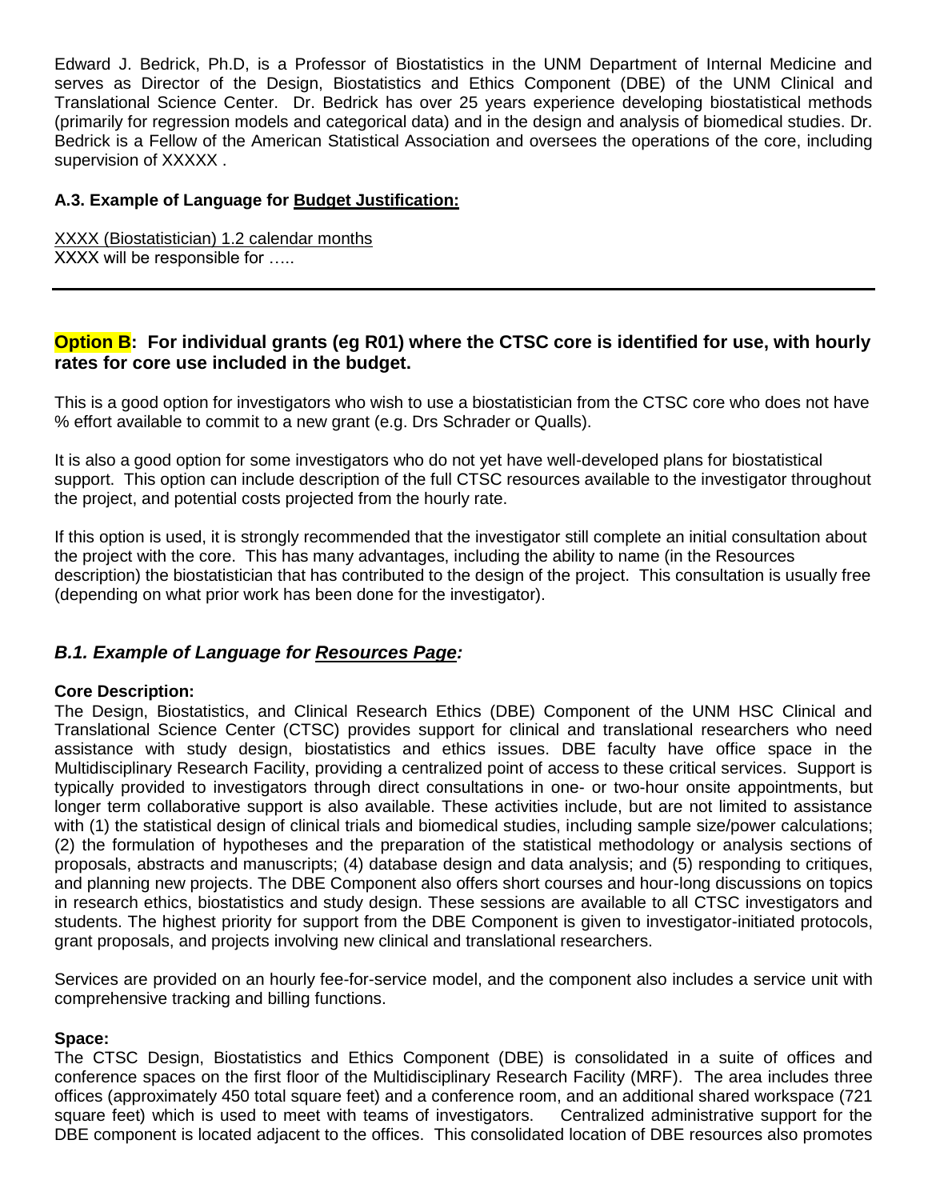Edward J. Bedrick, Ph.D, is a Professor of Biostatistics in the UNM Department of Internal Medicine and serves as Director of the Design, Biostatistics and Ethics Component (DBE) of the UNM Clinical and Translational Science Center. Dr. Bedrick has over 25 years experience developing biostatistical methods (primarily for regression models and categorical data) and in the design and analysis of biomedical studies. Dr. Bedrick is a Fellow of the American Statistical Association and oversees the operations of the core, including supervision of XXXXX .

**A.3. Example of Language for Budget Justification:**

XXXX (Biostatistician) 1.2 calendar months
XXXX will be responsible for …..

---

## Option B: For individual grants (eg R01) where the CTSC core is identified for use, with hourly rates for core use included in the budget.

This is a good option for investigators who wish to use a biostatistician from the CTSC core who does not have % effort available to commit to a new grant (e.g. Drs Schrader or Qualls).

It is also a good option for some investigators who do not yet have well-developed plans for biostatistical support. This option can include description of the full CTSC resources available to the investigator throughout the project, and potential costs projected from the hourly rate.

If this option is used, it is strongly recommended that the investigator still complete an initial consultation about the project with the core. This has many advantages, including the ability to name (in the Resources description) the biostatistician that has contributed to the design of the project. This consultation is usually free (depending on what prior work has been done for the investigator).

### *B.1. Example of Language for Resources Page:*

**Core Description:**
The Design, Biostatistics, and Clinical Research Ethics (DBE) Component of the UNM HSC Clinical and Translational Science Center (CTSC) provides support for clinical and translational researchers who need assistance with study design, biostatistics and ethics issues. DBE faculty have office space in the Multidisciplinary Research Facility, providing a centralized point of access to these critical services. Support is typically provided to investigators through direct consultations in one- or two-hour onsite appointments, but longer term collaborative support is also available. These activities include, but are not limited to assistance with (1) the statistical design of clinical trials and biomedical studies, including sample size/power calculations; (2) the formulation of hypotheses and the preparation of the statistical methodology or analysis sections of proposals, abstracts and manuscripts; (4) database design and data analysis; and (5) responding to critiques, and planning new projects. The DBE Component also offers short courses and hour-long discussions on topics in research ethics, biostatistics and study design. These sessions are available to all CTSC investigators and students. The highest priority for support from the DBE Component is given to investigator-initiated protocols, grant proposals, and projects involving new clinical and translational researchers.

Services are provided on an hourly fee-for-service model, and the component also includes a service unit with comprehensive tracking and billing functions.

**Space:**
The CTSC Design, Biostatistics and Ethics Component (DBE) is consolidated in a suite of offices and conference spaces on the first floor of the Multidisciplinary Research Facility (MRF). The area includes three offices (approximately 450 total square feet) and a conference room, and an additional shared workspace (721 square feet) which is used to meet with teams of investigators. Centralized administrative support for the DBE component is located adjacent to the offices. This consolidated location of DBE resources also promotes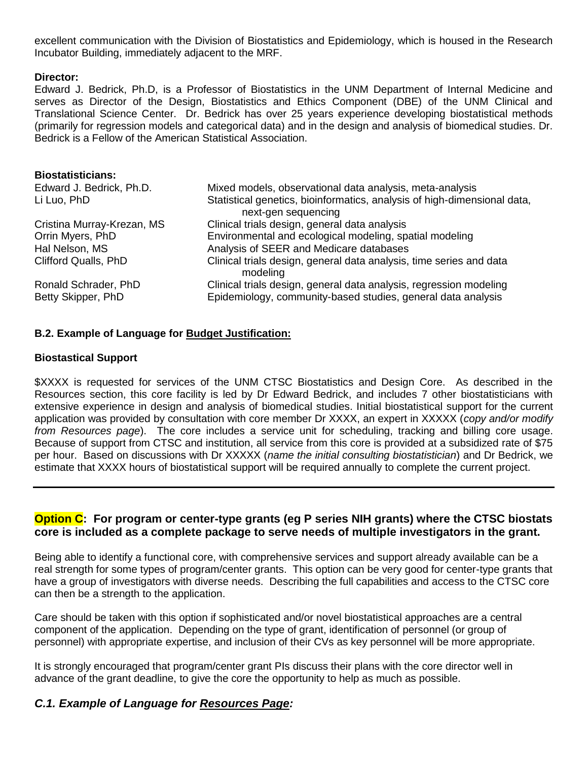excellent communication with the Division of Biostatistics and Epidemiology, which is housed in the Research Incubator Building, immediately adjacent to the MRF.

**Director:**
Edward J. Bedrick, Ph.D, is a Professor of Biostatistics in the UNM Department of Internal Medicine and serves as Director of the Design, Biostatistics and Ethics Component (DBE) of the UNM Clinical and Translational Science Center. Dr. Bedrick has over 25 years experience developing biostatistical methods (primarily for regression models and categorical data) and in the design and analysis of biomedical studies. Dr. Bedrick is a Fellow of the American Statistical Association.

**Biostatisticians:**

| | |
|---|---|
| Edward J. Bedrick, Ph.D. | Mixed models, observational data analysis, meta-analysis |
| Li Luo, PhD | Statistical genetics, bioinformatics, analysis of high-dimensional data, next-gen sequencing |
| Cristina Murray-Krezan, MS | Clinical trials design, general data analysis |
| Orrin Myers, PhD | Environmental and ecological modeling, spatial modeling |
| Hal Nelson, MS | Analysis of SEER and Medicare databases |
| Clifford Qualls, PhD | Clinical trials design, general data analysis, time series and data modeling |
| Ronald Schrader, PhD | Clinical trials design, general data analysis, regression modeling |
| Betty Skipper, PhD | Epidemiology, community-based studies, general data analysis |

### B.2. Example of Language for <u>Budget Justification:</u>

**Biostastical Support**

$XXXX is requested for services of the UNM CTSC Biostatistics and Design Core. As described in the Resources section, this core facility is led by Dr Edward Bedrick, and includes 7 other biostatisticians with extensive experience in design and analysis of biomedical studies. Initial biostatistical support for the current application was provided by consultation with core member Dr XXXX, an expert in XXXXX (*copy and/or modify from Resources page*). The core includes a service unit for scheduling, tracking and billing core usage. Because of support from CTSC and institution, all service from this core is provided at a subsidized rate of $75 per hour. Based on discussions with Dr XXXXX (*name the initial consulting biostatistician*) and Dr Bedrick, we estimate that XXXX hours of biostatistical support will be required annually to complete the current project.

---

## Option C: For program or center-type grants (eg P series NIH grants) where the CTSC biostats core is included as a complete package to serve needs of multiple investigators in the grant.

Being able to identify a functional core, with comprehensive services and support already available can be a real strength for some types of program/center grants. This option can be very good for center-type grants that have a group of investigators with diverse needs. Describing the full capabilities and access to the CTSC core can then be a strength to the application.

Care should be taken with this option if sophisticated and/or novel biostatistical approaches are a central component of the application. Depending on the type of grant, identification of personnel (or group of personnel) with appropriate expertise, and inclusion of their CVs as key personnel will be more appropriate.

It is strongly encouraged that program/center grant PIs discuss their plans with the core director well in advance of the grant deadline, to give the core the opportunity to help as much as possible.

### *C.1. Example of Language for <u>Resources Page</u>:*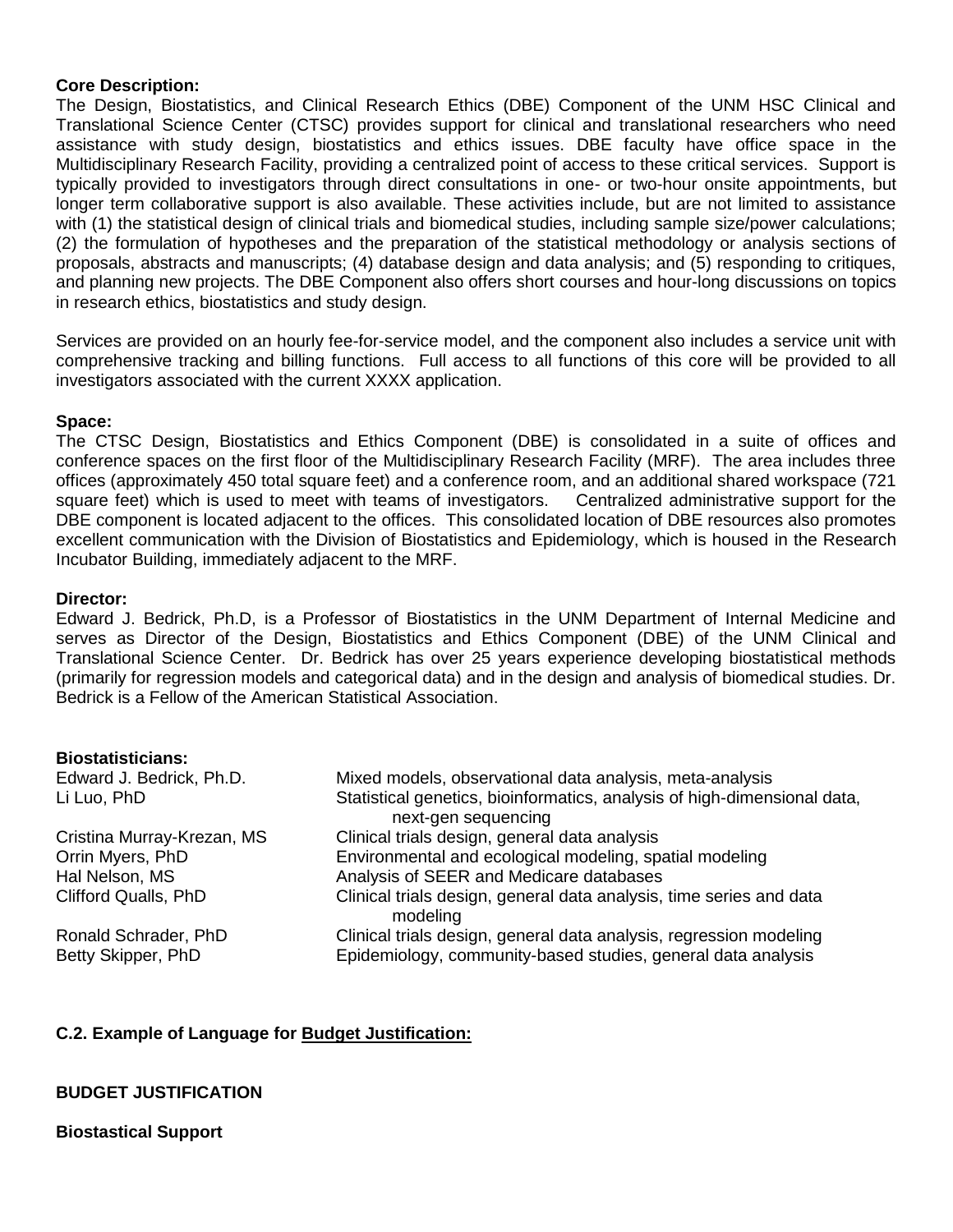**Core Description:**
The Design, Biostatistics, and Clinical Research Ethics (DBE) Component of the UNM HSC Clinical and Translational Science Center (CTSC) provides support for clinical and translational researchers who need assistance with study design, biostatistics and ethics issues. DBE faculty have office space in the Multidisciplinary Research Facility, providing a centralized point of access to these critical services. Support is typically provided to investigators through direct consultations in one- or two-hour onsite appointments, but longer term collaborative support is also available. These activities include, but are not limited to assistance with (1) the statistical design of clinical trials and biomedical studies, including sample size/power calculations; (2) the formulation of hypotheses and the preparation of the statistical methodology or analysis sections of proposals, abstracts and manuscripts; (4) database design and data analysis; and (5) responding to critiques, and planning new projects. The DBE Component also offers short courses and hour-long discussions on topics in research ethics, biostatistics and study design.

Services are provided on an hourly fee-for-service model, and the component also includes a service unit with comprehensive tracking and billing functions. Full access to all functions of this core will be provided to all investigators associated with the current XXXX application.

**Space:**
The CTSC Design, Biostatistics and Ethics Component (DBE) is consolidated in a suite of offices and conference spaces on the first floor of the Multidisciplinary Research Facility (MRF). The area includes three offices (approximately 450 total square feet) and a conference room, and an additional shared workspace (721 square feet) which is used to meet with teams of investigators. Centralized administrative support for the DBE component is located adjacent to the offices. This consolidated location of DBE resources also promotes excellent communication with the Division of Biostatistics and Epidemiology, which is housed in the Research Incubator Building, immediately adjacent to the MRF.

**Director:**
Edward J. Bedrick, Ph.D, is a Professor of Biostatistics in the UNM Department of Internal Medicine and serves as Director of the Design, Biostatistics and Ethics Component (DBE) of the UNM Clinical and Translational Science Center. Dr. Bedrick has over 25 years experience developing biostatistical methods (primarily for regression models and categorical data) and in the design and analysis of biomedical studies. Dr. Bedrick is a Fellow of the American Statistical Association.

**Biostatisticians:**

| | |
|---|---|
| Edward J. Bedrick, Ph.D. | Mixed models, observational data analysis, meta-analysis |
| Li Luo, PhD | Statistical genetics, bioinformatics, analysis of high-dimensional data, next-gen sequencing |
| Cristina Murray-Krezan, MS | Clinical trials design, general data analysis |
| Orrin Myers, PhD | Environmental and ecological modeling, spatial modeling |
| Hal Nelson, MS | Analysis of SEER and Medicare databases |
| Clifford Qualls, PhD | Clinical trials design, general data analysis, time series and data modeling |
| Ronald Schrader, PhD | Clinical trials design, general data analysis, regression modeling |
| Betty Skipper, PhD | Epidemiology, community-based studies, general data analysis |

**C.2. Example of Language for <u>Budget Justification:</u>**

**BUDGET JUSTIFICATION**

**Biostastical Support**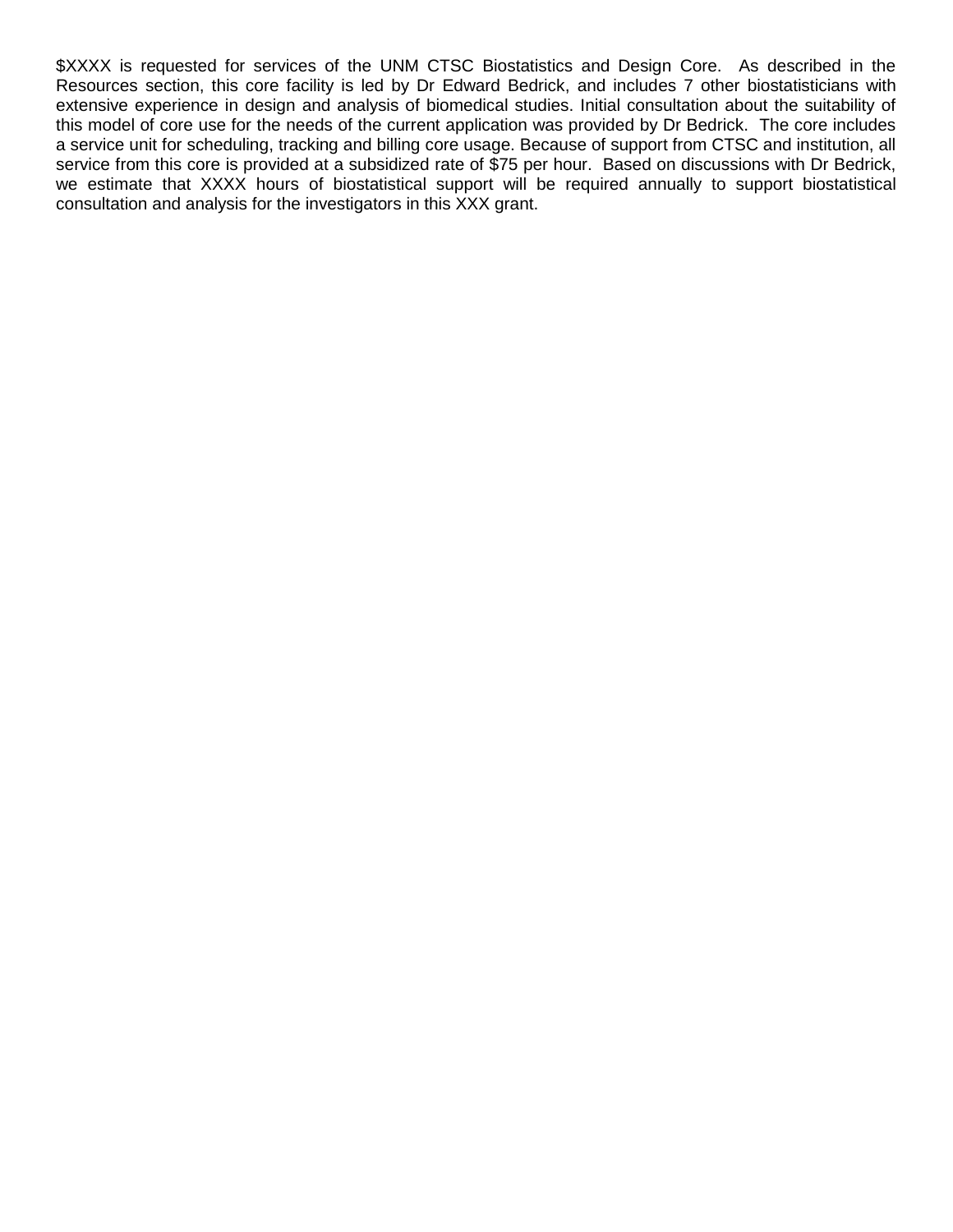$XXXX is requested for services of the UNM CTSC Biostatistics and Design Core. As described in the Resources section, this core facility is led by Dr Edward Bedrick, and includes 7 other biostatisticians with extensive experience in design and analysis of biomedical studies. Initial consultation about the suitability of this model of core use for the needs of the current application was provided by Dr Bedrick. The core includes a service unit for scheduling, tracking and billing core usage. Because of support from CTSC and institution, all service from this core is provided at a subsidized rate of $75 per hour. Based on discussions with Dr Bedrick, we estimate that XXXX hours of biostatistical support will be required annually to support biostatistical consultation and analysis for the investigators in this XXX grant.